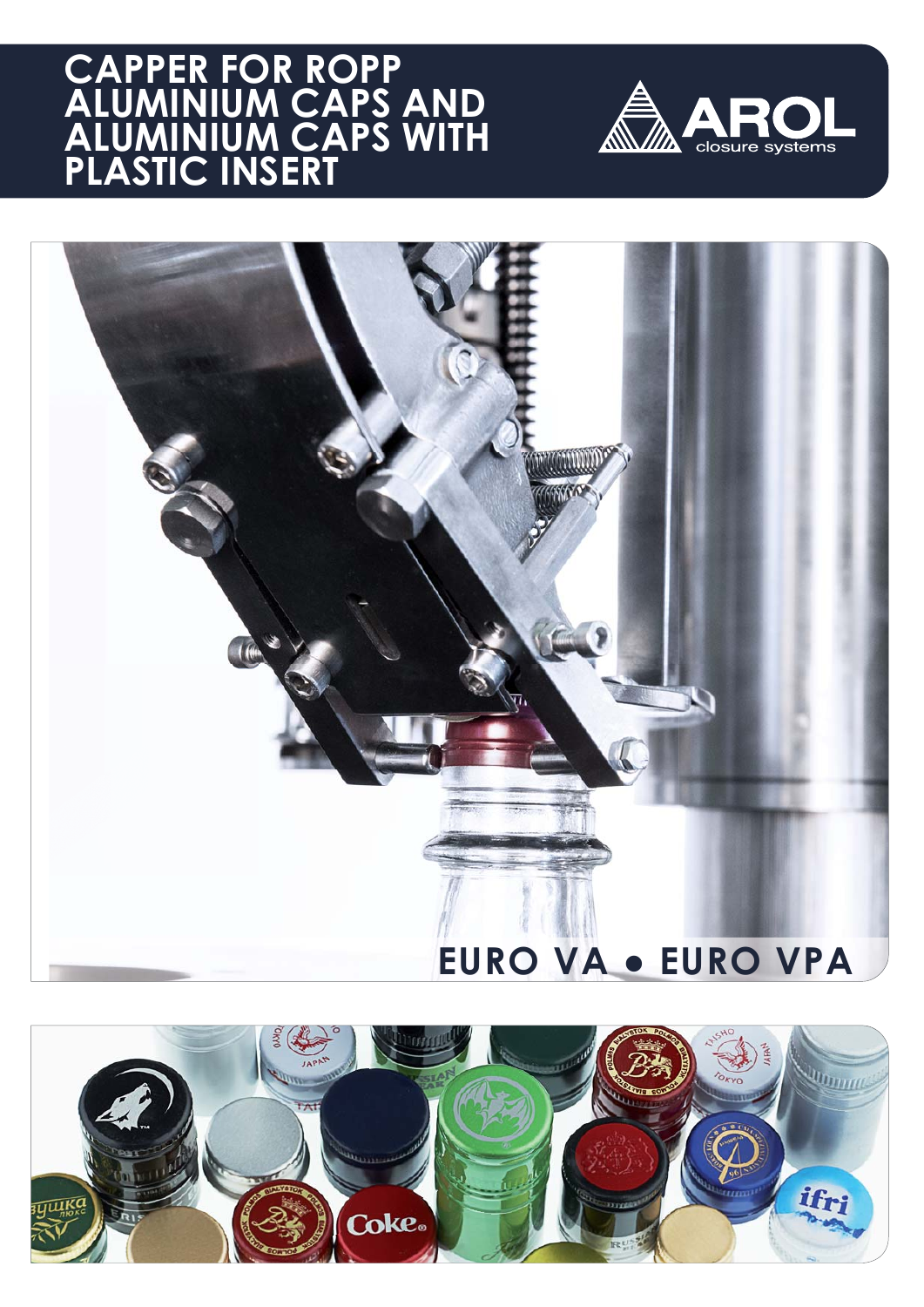# CAPPER FOR ROPP ALUMINIUM CAPS AND ALUMINIUM CAPS WITH PLASTIC INSERT

AROL closure systems

## EURO VA • EURO VPA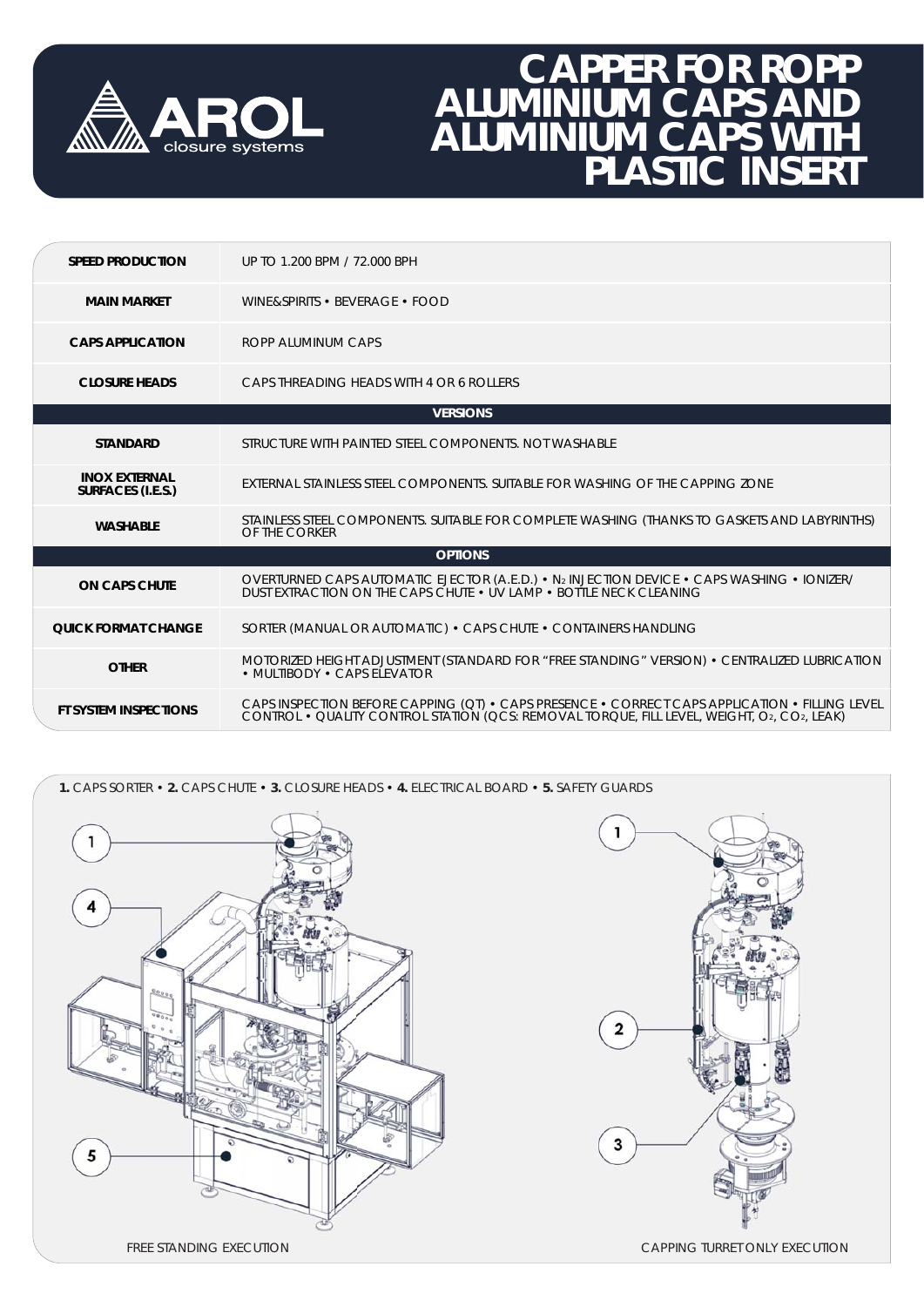# CAPPER FOR ROPP ALUMINIUM CAPS AND ALUMINIUM CAPS WITH PLASTIC INSERT

AROL closure systems

| | |
|---|---|
| **SPEED PRODUCTION** | UP TO 1.200 BPM / 72.000 BPH |
| **MAIN MARKET** | WINE&SPIRITS • BEVERAGE • FOOD |
| **CAPS APPLICATION** | ROPP ALUMINUM CAPS |
| **CLOSURE HEADS** | CAPS THREADING HEADS WITH 4 OR 6 ROLLERS |
| **VERSIONS** | |
| **STANDARD** | STRUCTURE WITH PAINTED STEEL COMPONENTS. NOT WASHABLE |
| **INOX EXTERNAL SURFACES (I.E.S.)** | EXTERNAL STAINLESS STEEL COMPONENTS. SUITABLE FOR WASHING OF THE CAPPING ZONE |
| **WASHABLE** | STAINLESS STEEL COMPONENTS. SUITABLE FOR COMPLETE WASHING (THANKS TO GASKETS AND LABYRINTHS) OF THE CORKER |
| **OPTIONS** | |
| **ON CAPS CHUTE** | OVERTURNED CAPS AUTOMATIC EJECTOR (A.E.D.) • $N_2$ INJECTION DEVICE • CAPS WASHING • IONIZER/ DUST EXTRACTION ON THE CAPS CHUTE • UV LAMP • BOTTLE NECK CLEANING |
| **QUICK FORMAT CHANGE** | SORTER (MANUAL OR AUTOMATIC) • CAPS CHUTE • CONTAINERS HANDLING |
| **OTHER** | MOTORIZED HEIGHT ADJUSTMENT (STANDARD FOR "FREE STANDING" VERSION) • CENTRALIZED LUBRICATION • MULTIBODY • CAPS ELEVATOR |
| **FT SYSTEM INSPECTIONS** | CAPS INSPECTION BEFORE CAPPING (QT) • CAPS PRESENCE • CORRECT CAPS APPLICATION • FILLING LEVEL CONTROL • QUALITY CONTROL STATION (QCS: REMOVAL TORQUE, FILL LEVEL, WEIGHT, $O_2$, $CO_2$, LEAK) |

**1.** CAPS SORTER • **2.** CAPS CHUTE • **3.** CLOSURE HEADS • **4.** ELECTRICAL BOARD • **5.** SAFETY GUARDS

FREE STANDING EXECUTION

CAPPING TURRET ONLY EXECUTION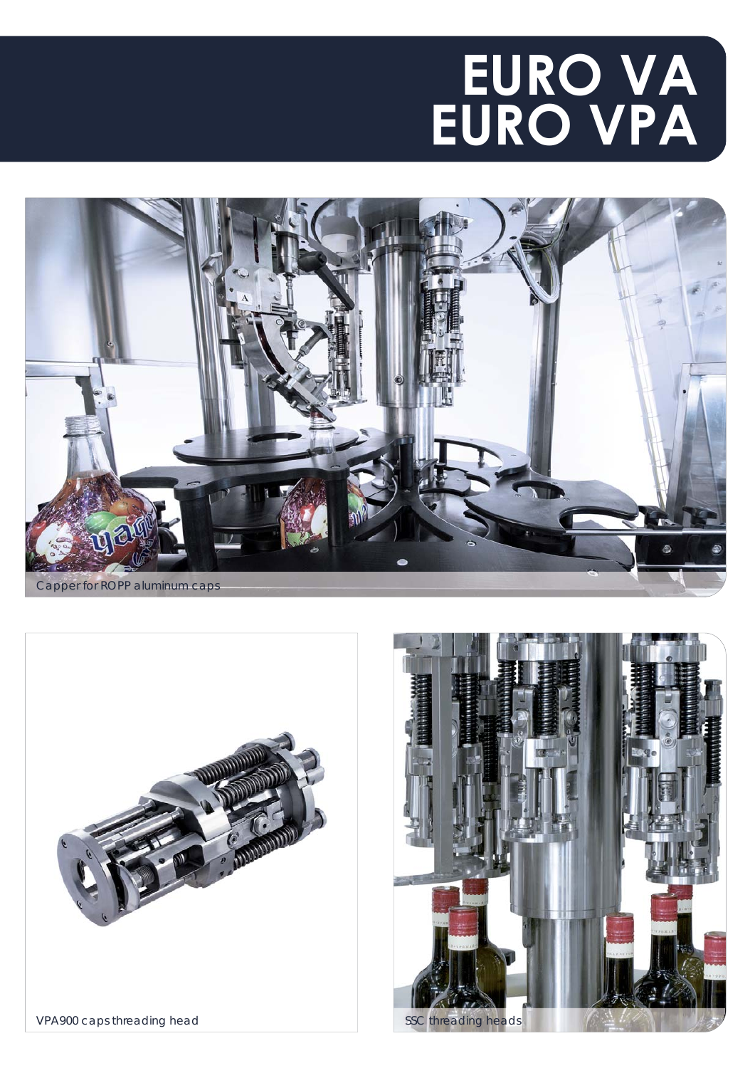# EURO VA
# EURO VPA

Capper for ROPP aluminum caps

VPA900 caps threading head

SSC threading heads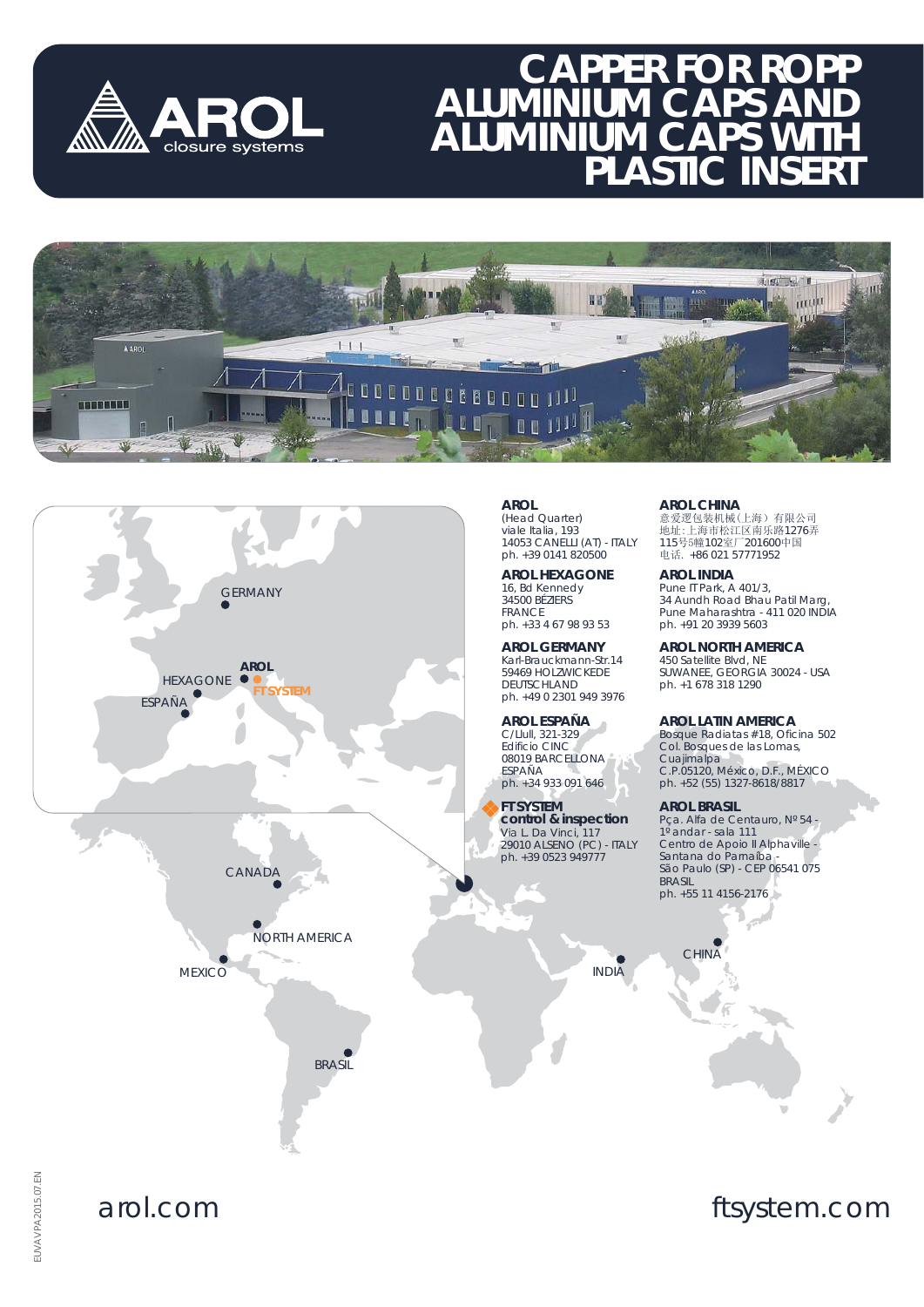# CAPPER FOR ROPP ALUMINIUM CAPS AND ALUMINIUM CAPS WITH PLASTIC INSERT

GERMANY
AROL
HEXAGONE
FT SYSTEM
ESPAÑA
CANADA
NORTH AMERICA
MEXICO
BRASIL
INDIA
CHINA

**AROL**
(Head Quarter)
viale Italia, 193
14053 CANELLI (AT) - ITALY
ph. +39 0141 820500

**AROL HEXAGONE**
16, Bd Kennedy
34500 BÉZIERS
FRANCE
ph. +33 4 67 98 93 53

**AROL GERMANY**
Karl-Brauckmann-Str.14
59469 HOLZWICKEDE
DEUTSCHLAND
ph. +49 0 2301 949 3976

**AROL ESPAÑA**
C/Llull, 321-329
Edificio CINC
08019 BARCELLONA
ESPAÑA
ph. +34 933 091 646

**FT SYSTEM**
**control & inspection**
Via L. Da Vinci, 117
29010 ALSENO (PC) - ITALY
ph. +39 0523 949777

**AROL CHINA**
意爱逻包装机械(上海)有限公司
地址:上海市松江区南乐路1276弄
115号5幢102室厂201600中国
电话. +86 021 57771952

**AROL INDIA**
Pune IT Park, A 401/3,
34 Aundh Road Bhau Patil Marg,
Pune Maharashtra - 411 020 INDIA
ph. +91 20 3939 5603

**AROL NORTH AMERICA**
450 Satellite Blvd, NE
SUWANEE, GEORGIA 30024 - USA
ph. +1 678 318 1290

**AROL LATIN AMERICA**
Bosque Radiatas #18, Oficina 502
Col. Bosques de las Lomas,
Cuajimalpa
C.P.05120, México, D.F., MÉXICO
ph. +52 (55) 1327-8618/8817

**AROL BRASIL**
Pça. Alfa de Centauro, Nº 54 -
1º andar - sala 111
Centro de Apoio II Alphaville -
Santana do Parnaíba -
São Paulo (SP) - CEP 06541 075
BRASIL
ph. +55 11 4156-2176

arol.com

ftsystem.com

EUVAVPA2015.07.EN